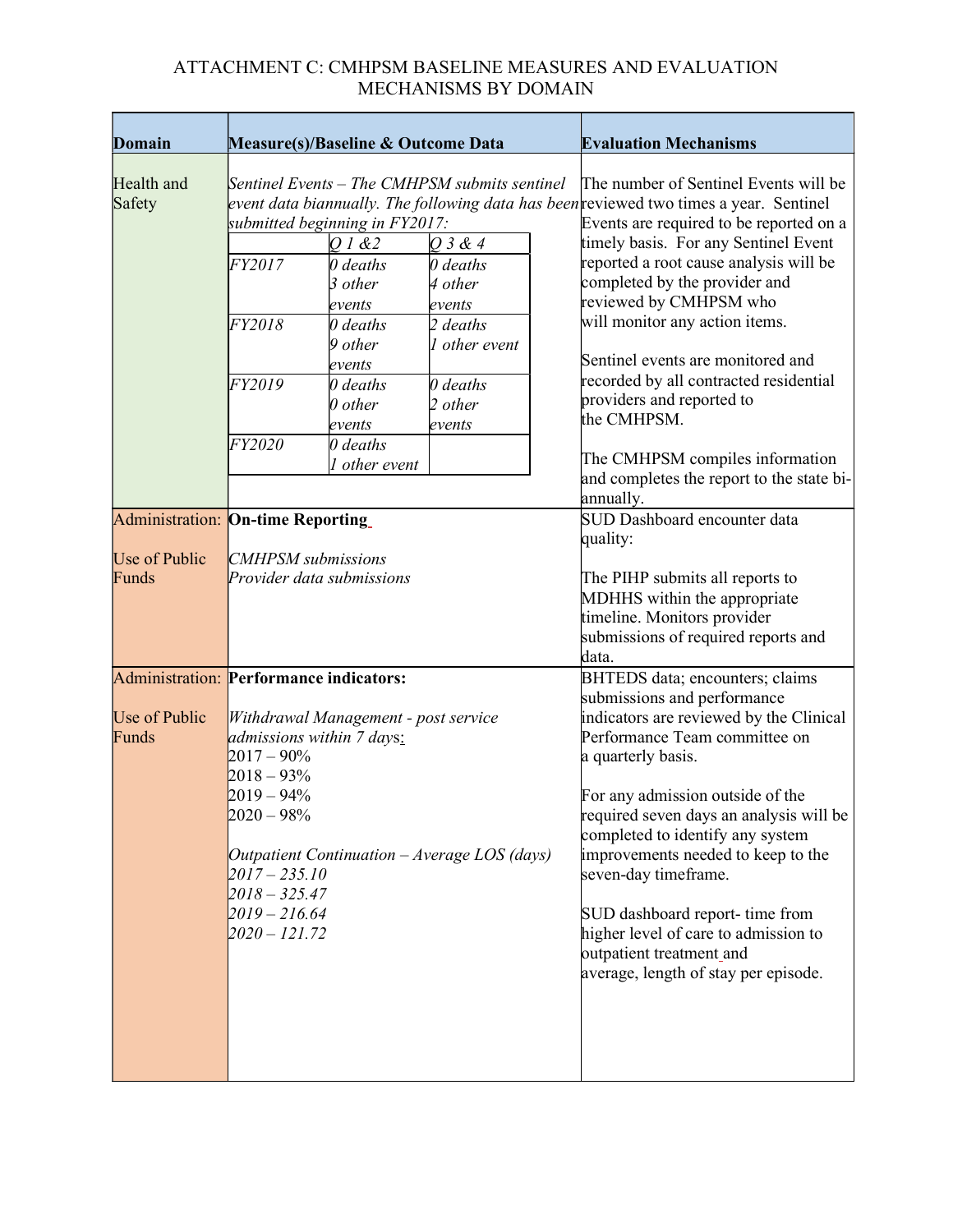# ATTACHMENT C: CMHPSM BASELINE MEASURES AND EVALUATION MECHANISMS BY DOMAIN

| Domain | Measure(s)/Baseline & Outcome Data | Evaluation Mechanisms |
|---|---|---|
| Health and Safety | *Sentinel Events – The CMHPSM submits sentinel event data biannually. The following data has been submitted beginning in FY2017:* (see nested table below) | The number of Sentinel Events will be reviewed two times a year. Sentinel Events are required to be reported on a timely basis. For any Sentinel Event reported a root cause analysis will be completed by the provider and reviewed by CMHPSM who will monitor any action items.<br><br>Sentinel events are monitored and recorded by all contracted residential providers and reported to the CMHPSM.<br><br>The CMHPSM compiles information and completes the report to the state bi-annually. |
| Administration:<br><br>Use of Public Funds | **On-time Reporting**<br><br>*CMHPSM submissions*<br>*Provider data submissions* | SUD Dashboard encounter data quality:<br><br>The PIHP submits all reports to MDHHS within the appropriate timeline. Monitors provider submissions of required reports and data. |
| Administration:<br><br>Use of Public Funds | **Performance indicators:**<br><br>*Withdrawal Management - post service admissions within 7 days:*<br>2017 – 90%<br>2018 – 93%<br>2019 – 94%<br>2020 – 98%<br><br>*Outpatient Continuation – Average LOS (days)*<br>*2017 – 235.10*<br>*2018 – 325.47*<br>*2019 – 216.64*<br>*2020 – 121.72* | BHTEDS data; encounters; claims submissions and performance indicators are reviewed by the Clinical Performance Team committee on a quarterly basis.<br><br>For any admission outside of the required seven days an analysis will be completed to identify any system improvements needed to keep to the seven-day timeframe.<br><br>SUD dashboard report- time from higher level of care to admission to outpatient treatment and average, length of stay per episode. |

Sentinel Events data (Health and Safety):

| | *Q 1 &2* | *Q 3 & 4* |
|---|---|---|
| *FY2017* | *0 deaths*<br>*3 other events* | *0 deaths*<br>*4 other events* |
| *FY2018* | *0 deaths*<br>*9 other events* | *2 deaths*<br>*1 other event* |
| *FY2019* | *0 deaths*<br>*0 other events* | *0 deaths*<br>*2 other events* |
| *FY2020* | *0 deaths*<br>*1 other event* | |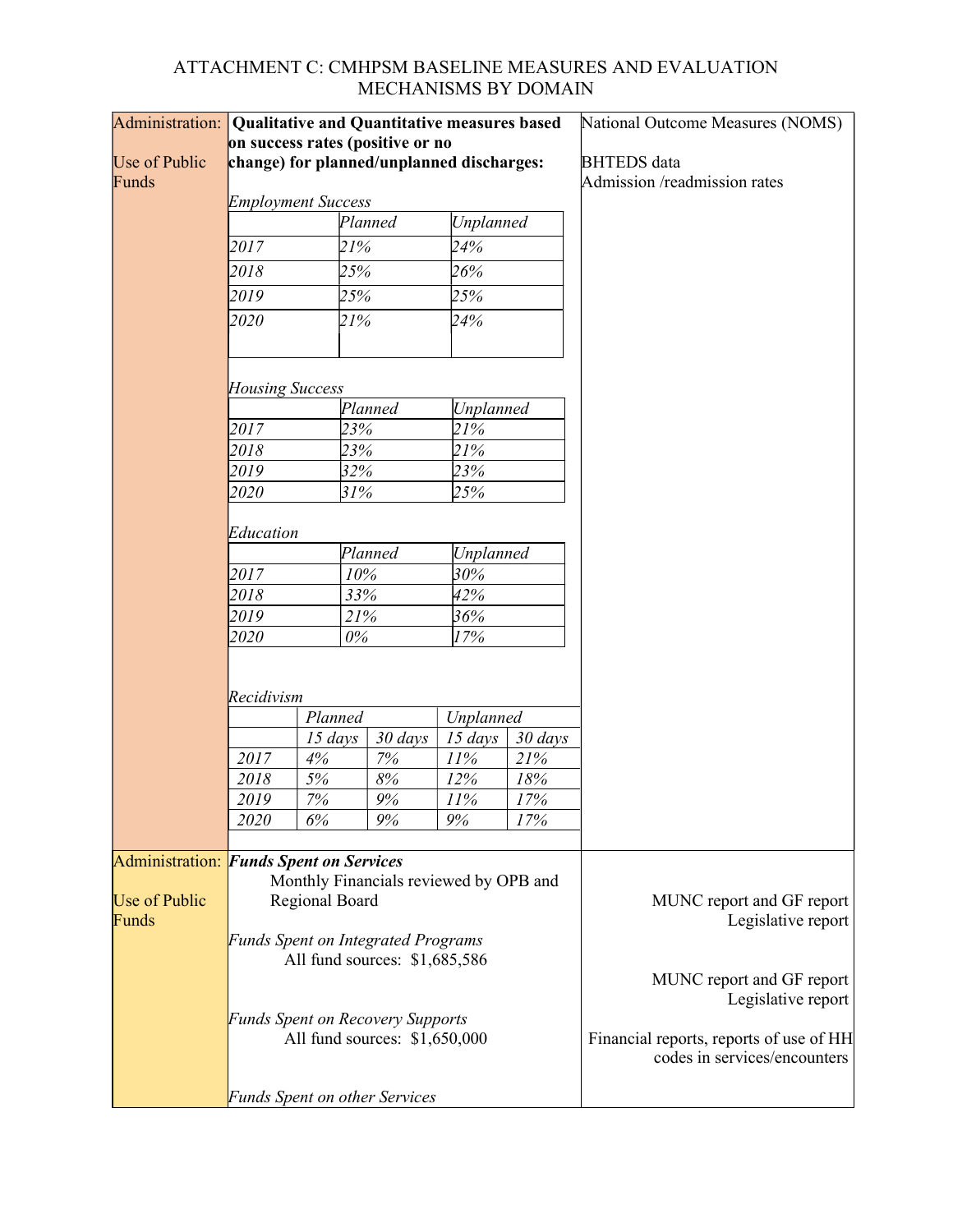# ATTACHMENT C: CMHPSM BASELINE MEASURES AND EVALUATION MECHANISMS BY DOMAIN

**Administration:** Use of Public Funds

**Qualitative and Quantitative measures based on success rates (positive or no change) for planned/unplanned discharges:**

National Outcome Measures (NOMS)

BHTEDS data
Admission /readmission rates

*Employment Success*

| | *Planned* | *Unplanned* |
|---|---|---|
| *2017* | *21%* | *24%* |
| *2018* | *25%* | *26%* |
| *2019* | *25%* | *25%* |
| *2020* | *21%* | *24%* |

*Housing Success*

| | *Planned* | *Unplanned* |
|---|---|---|
| *2017* | *23%* | *21%* |
| *2018* | *23%* | *21%* |
| *2019* | *32%* | *23%* |
| *2020* | *31%* | *25%* |

*Education*

| | *Planned* | *Unplanned* |
|---|---|---|
| *2017* | *10%* | *30%* |
| *2018* | *33%* | *42%* |
| *2019* | *21%* | *36%* |
| *2020* | *0%* | *17%* |

*Recidivism*

| | *Planned* | | *Unplanned* | |
|---|---|---|---|---|
| | *15 days* | *30 days* | *15 days* | *30 days* |
| *2017* | *4%* | *7%* | *11%* | *21%* |
| *2018* | *5%* | *8%* | *12%* | *18%* |
| *2019* | *7%* | *9%* | *11%* | *17%* |
| *2020* | *6%* | *9%* | *9%* | *17%* |

**Administration:** Use of Public Funds

***Funds Spent on Services***

Monthly Financials reviewed by OPB and Regional Board — MUNC report and GF report; Legislative report

*Funds Spent on Integrated Programs*
All fund sources: $1,685,586 — MUNC report and GF report; Legislative report

*Funds Spent on Recovery Supports*
All fund sources: $1,650,000 — Financial reports, reports of use of HH codes in services/encounters

*Funds Spent on other Services*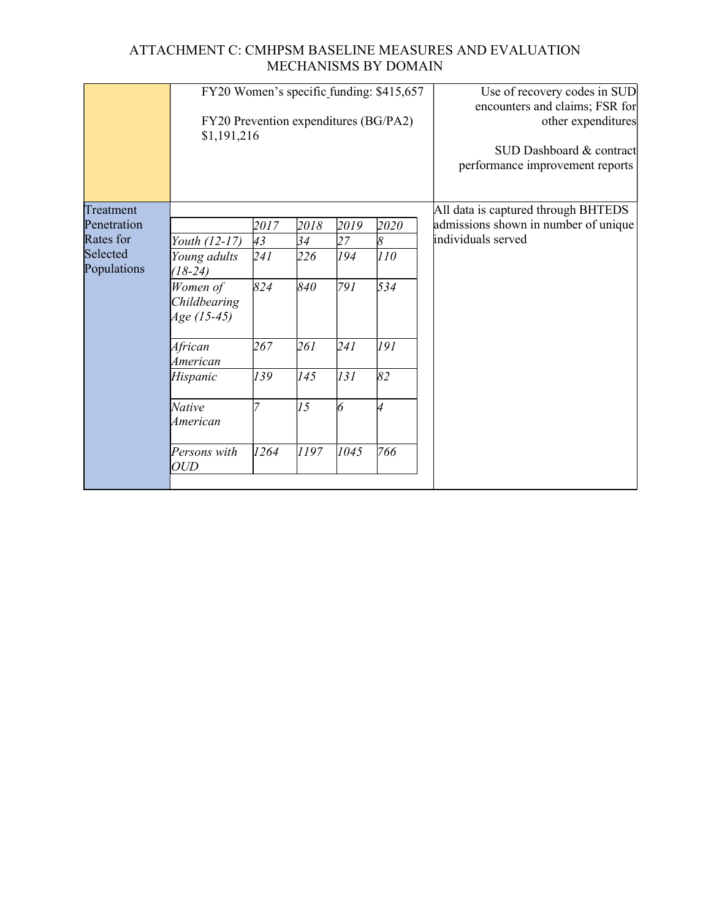# ATTACHMENT C: CMHPSM BASELINE MEASURES AND EVALUATION MECHANISMS BY DOMAIN

| | | |
|---|---|---|
| | FY20 Women's specific funding: $415,657<br><br>FY20 Prevention expenditures (BG/PA2) $1,191,216 | Use of recovery codes in SUD encounters and claims; FSR for other expenditures<br><br>SUD Dashboard & contract performance improvement reports |
| Treatment Penetration Rates for Selected Populations | (see table below) | All data is captured through BHTEDS admissions shown in number of unique individuals served |

| | *2017* | *2018* | *2019* | *2020* |
|---|---|---|---|---|
| *Youth (12-17)* | *43* | *34* | *27* | *8* |
| *Young adults (18-24)* | *241* | *226* | *194* | *110* |
| *Women of Childbearing Age (15-45)* | *824* | *840* | *791* | *534* |
| *African American* | *267* | *261* | *241* | *191* |
| *Hispanic* | *139* | *145* | *131* | *82* |
| *Native American* | *7* | *15* | *6* | *4* |
| *Persons with OUD* | *1264* | *1197* | *1045* | *766* |